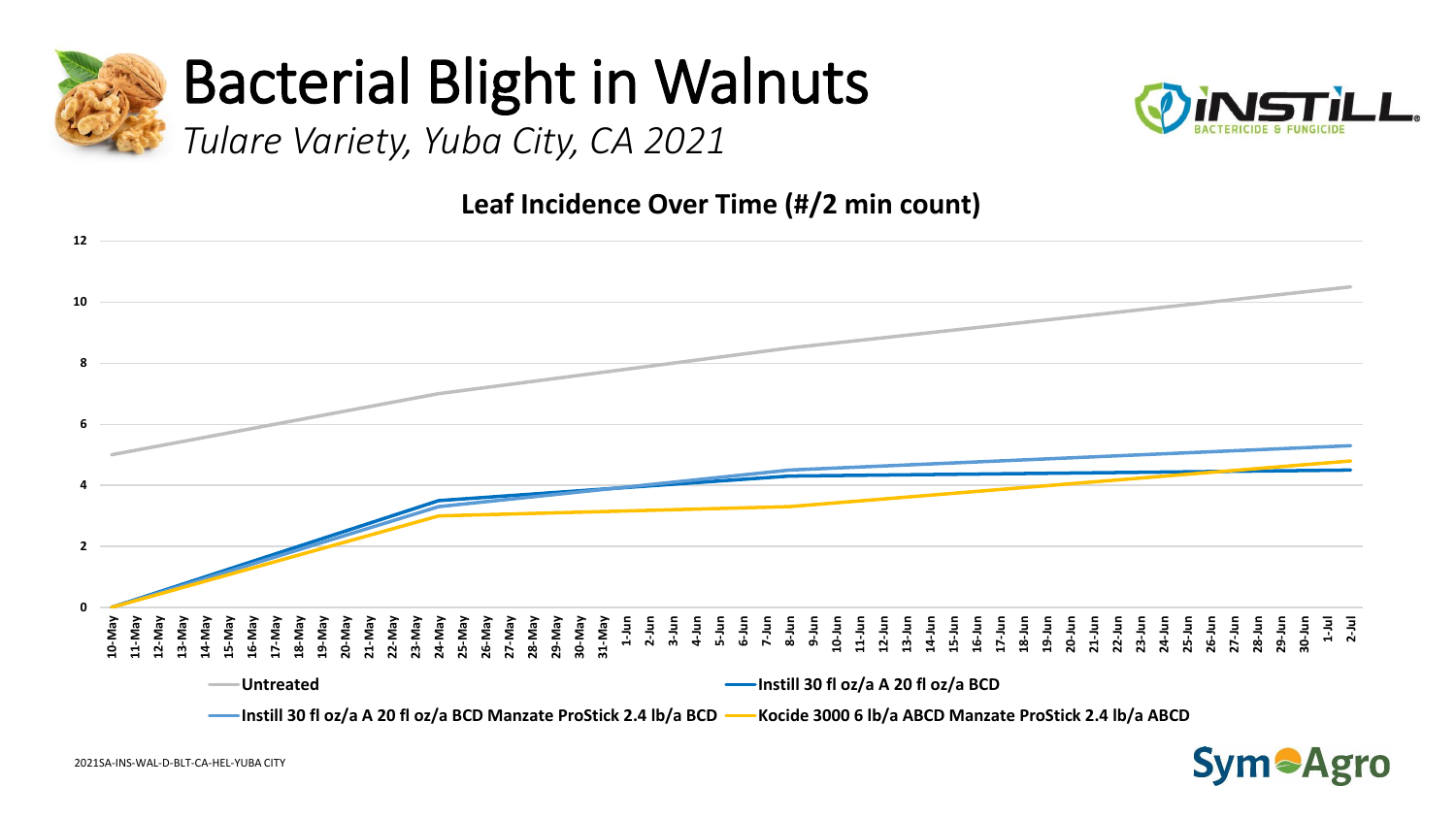# Bacterial Blight in Walnuts

*Tulare Variety, Yuba City, CA 2021*

**Leaf Incidence Over Time (#/2 min count)**

- **Untreated**
- **Instill 30 fl oz/a A 20 fl oz/a BCD**
- **Instill 30 fl oz/a A 20 fl oz/a BCD Manzate ProStick 2.4 lb/a BCD**
- **Kocide 3000 6 lb/a ABCD Manzate ProStick 2.4 lb/a ABCD**

2021SA-INS-WAL-D-BLT-CA-HEL-YUBA CITY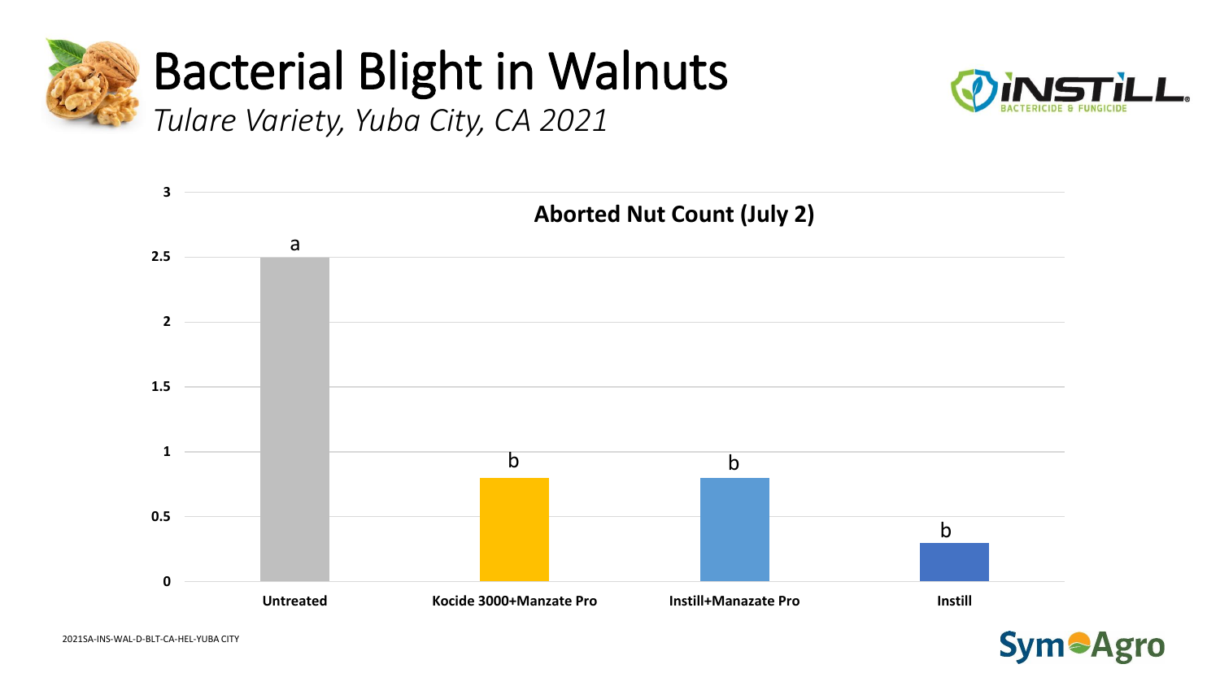# Bacterial Blight in Walnuts

*Tulare Variety, Yuba City, CA 2021*

**Aborted Nut Count (July 2)**

| Treatment | Aborted Nut Count | Statistical Group |
|---|---|---|
| Untreated | 2.5 | a |
| Kocide 3000+Manzate Pro | 0.8 | b |
| Instill+Manazate Pro | 0.8 | b |
| Instill | 0.3 | b |

2021SA-INS-WAL-D-BLT-CA-HEL-YUBA CITY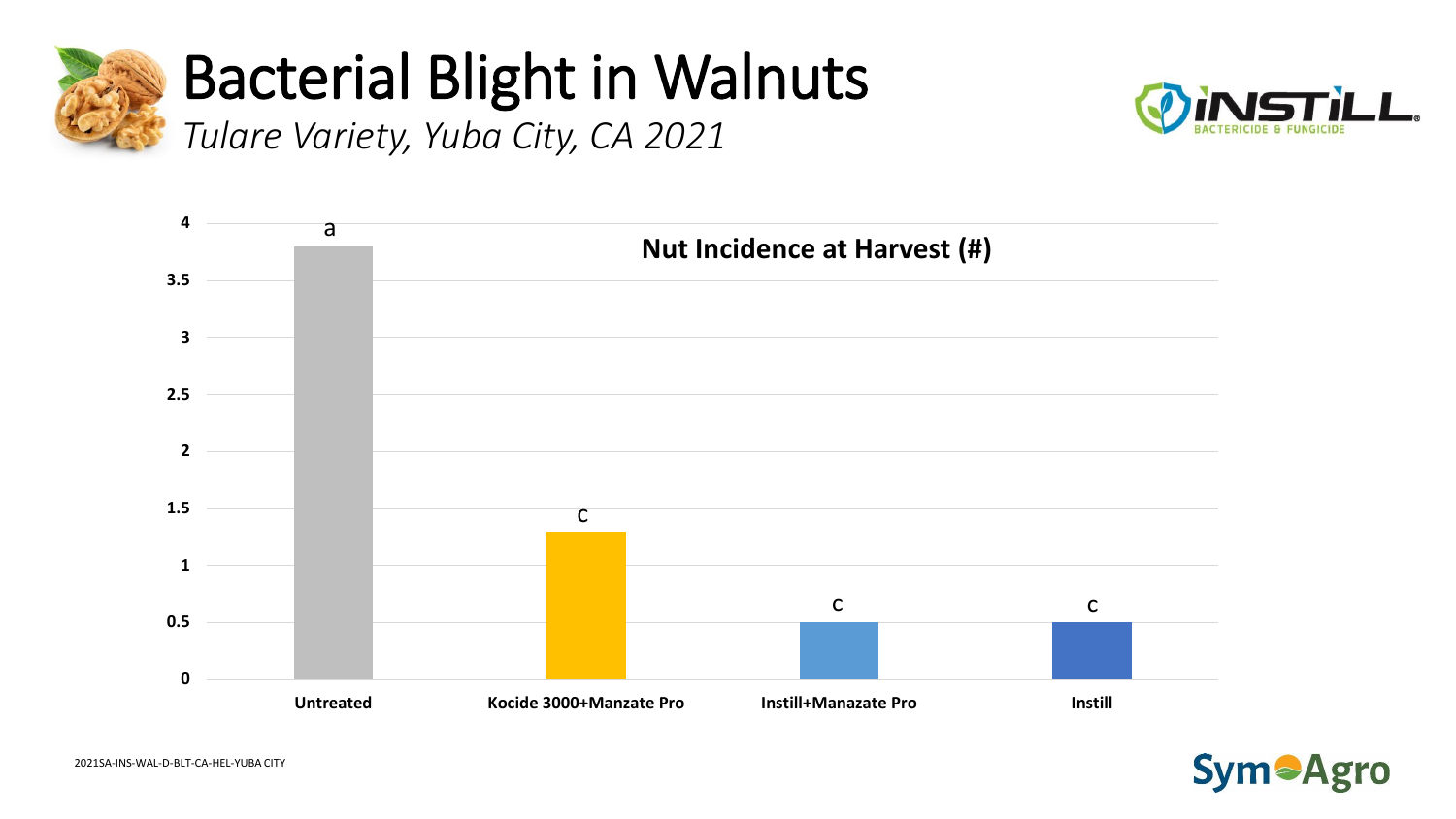# Bacterial Blight in Walnuts

*Tulare Variety, Yuba City, CA 2021*

**Nut Incidence at Harvest (#)**

| Treatment | Nut Incidence at Harvest (#) | Letter |
|---|---|---|
| Untreated | 3.8 | a |
| Kocide 3000+Manzate Pro | 1.3 | c |
| Instill+Manazate Pro | 0.5 | c |
| Instill | 0.5 | c |

2021SA-INS-WAL-D-BLT-CA-HEL-YUBA CITY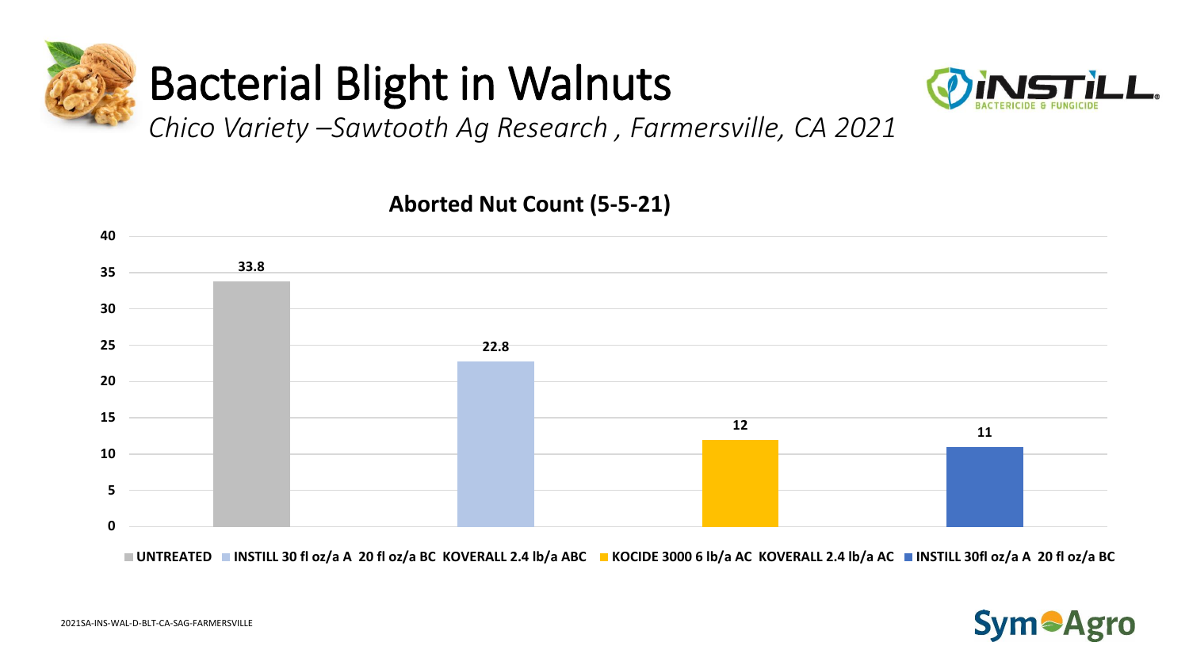# Bacterial Blight in Walnuts

*Chico Variety –Sawtooth Ag Research , Farmersville, CA 2021*

**Aborted Nut Count (5-5-21)**

| Treatment | Aborted Nut Count |
|---|---|
| UNTREATED | 33.8 |
| INSTILL 30 fl oz/a A 20 fl oz/a BC KOVERALL 2.4 lb/a ABC | 22.8 |
| KOCIDE 3000 6 lb/a AC KOVERALL 2.4 lb/a AC | 12 |
| INSTILL 30fl oz/a A 20 fl oz/a BC | 11 |

2021SA-INS-WAL-D-BLT-CA-SAG-FARMERSVILLE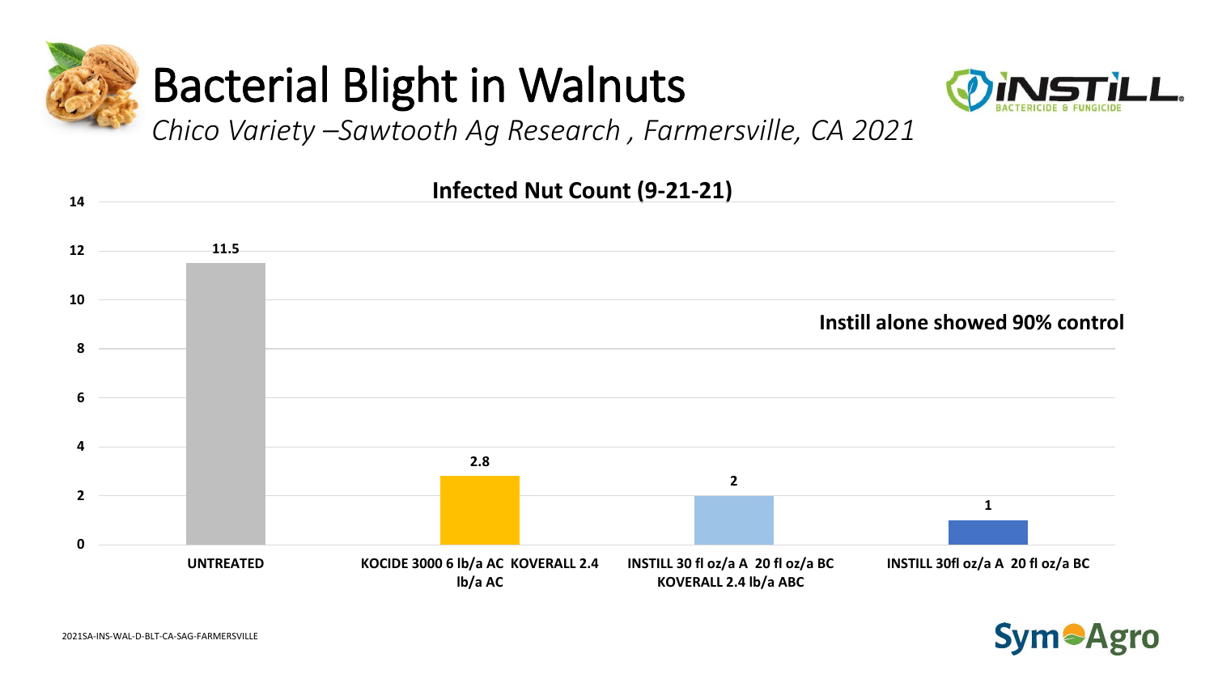# Bacterial Blight in Walnuts

*Chico Variety –Sawtooth Ag Research , Farmersville, CA 2021*

**Infected Nut Count (9-21-21)**

14
12
10
8
6
4
2
0

11.5
2.8
2
1

**Instill alone showed 90% control**

**UNTREATED**

**KOCIDE 3000 6 lb/a AC KOVERALL 2.4 lb/a AC**

**INSTILL 30 fl oz/a A 20 fl oz/a BC KOVERALL 2.4 lb/a ABC**

**INSTILL 30fl oz/a A 20 fl oz/a BC**

2021SA-INS-WAL-D-BLT-CA-SAG-FARMERSVILLE